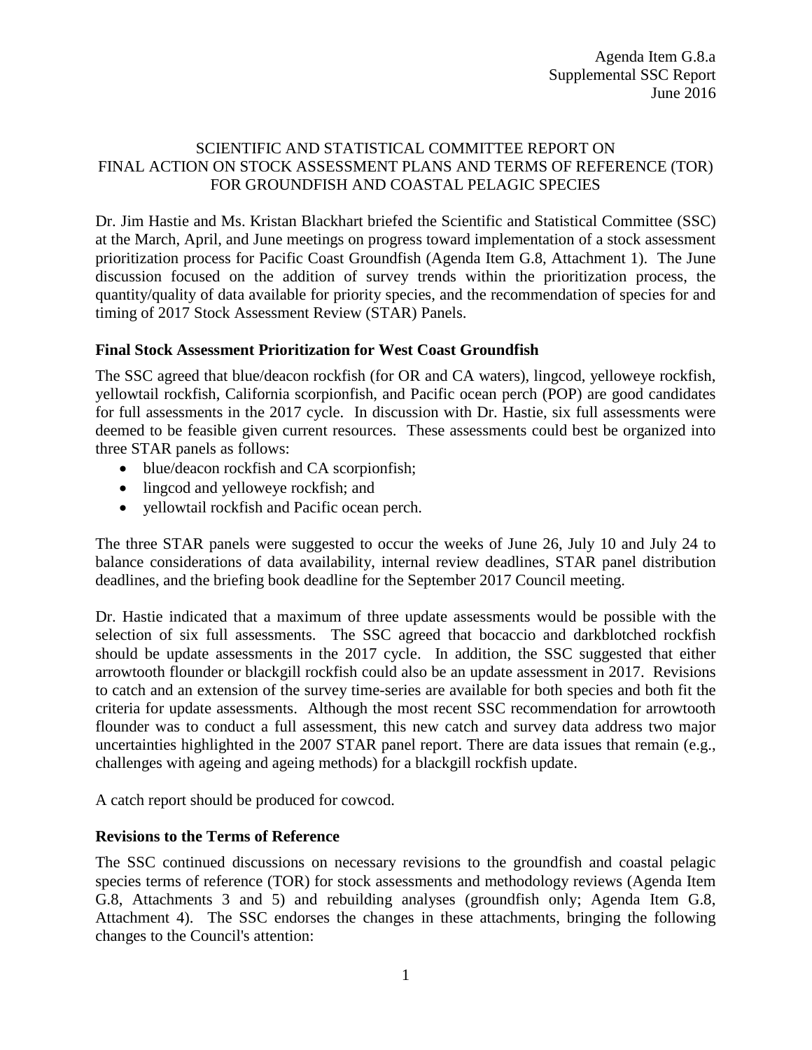Agenda Item G.8.a
Supplemental SSC Report
June 2016

# SCIENTIFIC AND STATISTICAL COMMITTEE REPORT ON FINAL ACTION ON STOCK ASSESSMENT PLANS AND TERMS OF REFERENCE (TOR) FOR GROUNDFISH AND COASTAL PELAGIC SPECIES

Dr. Jim Hastie and Ms. Kristan Blackhart briefed the Scientific and Statistical Committee (SSC) at the March, April, and June meetings on progress toward implementation of a stock assessment prioritization process for Pacific Coast Groundfish (Agenda Item G.8, Attachment 1). The June discussion focused on the addition of survey trends within the prioritization process, the quantity/quality of data available for priority species, and the recommendation of species for and timing of 2017 Stock Assessment Review (STAR) Panels.

## Final Stock Assessment Prioritization for West Coast Groundfish

The SSC agreed that blue/deacon rockfish (for OR and CA waters), lingcod, yelloweye rockfish, yellowtail rockfish, California scorpionfish, and Pacific ocean perch (POP) are good candidates for full assessments in the 2017 cycle. In discussion with Dr. Hastie, six full assessments were deemed to be feasible given current resources. These assessments could best be organized into three STAR panels as follows:

- blue/deacon rockfish and CA scorpionfish;
- lingcod and yelloweye rockfish; and
- yellowtail rockfish and Pacific ocean perch.

The three STAR panels were suggested to occur the weeks of June 26, July 10 and July 24 to balance considerations of data availability, internal review deadlines, STAR panel distribution deadlines, and the briefing book deadline for the September 2017 Council meeting.

Dr. Hastie indicated that a maximum of three update assessments would be possible with the selection of six full assessments. The SSC agreed that bocaccio and darkblotched rockfish should be update assessments in the 2017 cycle. In addition, the SSC suggested that either arrowtooth flounder or blackgill rockfish could also be an update assessment in 2017. Revisions to catch and an extension of the survey time-series are available for both species and both fit the criteria for update assessments. Although the most recent SSC recommendation for arrowtooth flounder was to conduct a full assessment, this new catch and survey data address two major uncertainties highlighted in the 2007 STAR panel report. There are data issues that remain (e.g., challenges with ageing and ageing methods) for a blackgill rockfish update.

A catch report should be produced for cowcod.

## Revisions to the Terms of Reference

The SSC continued discussions on necessary revisions to the groundfish and coastal pelagic species terms of reference (TOR) for stock assessments and methodology reviews (Agenda Item G.8, Attachments 3 and 5) and rebuilding analyses (groundfish only; Agenda Item G.8, Attachment 4). The SSC endorses the changes in these attachments, bringing the following changes to the Council's attention: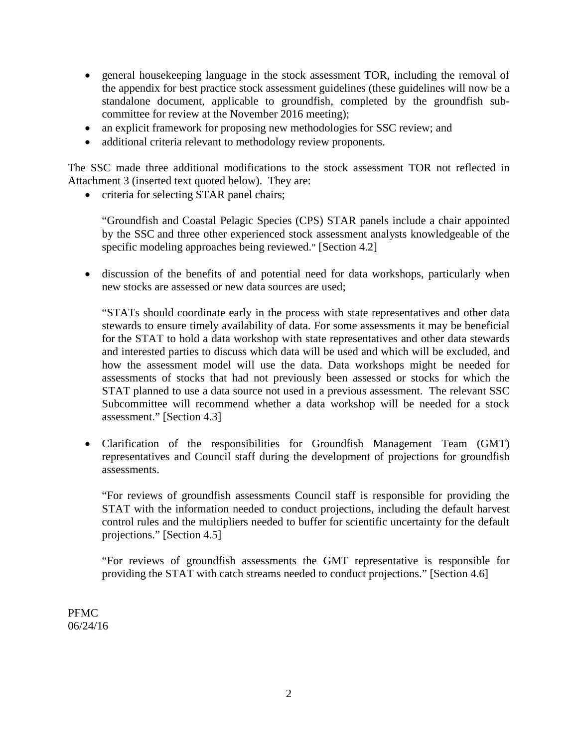- general housekeeping language in the stock assessment TOR, including the removal of the appendix for best practice stock assessment guidelines (these guidelines will now be a standalone document, applicable to groundfish, completed by the groundfish sub-committee for review at the November 2016 meeting);
- an explicit framework for proposing new methodologies for SSC review; and
- additional criteria relevant to methodology review proponents.

The SSC made three additional modifications to the stock assessment TOR not reflected in Attachment 3 (inserted text quoted below). They are:

- criteria for selecting STAR panel chairs;

  "Groundfish and Coastal Pelagic Species (CPS) STAR panels include a chair appointed by the SSC and three other experienced stock assessment analysts knowledgeable of the specific modeling approaches being reviewed." [Section 4.2]

- discussion of the benefits of and potential need for data workshops, particularly when new stocks are assessed or new data sources are used;

  "STATs should coordinate early in the process with state representatives and other data stewards to ensure timely availability of data. For some assessments it may be beneficial for the STAT to hold a data workshop with state representatives and other data stewards and interested parties to discuss which data will be used and which will be excluded, and how the assessment model will use the data. Data workshops might be needed for assessments of stocks that had not previously been assessed or stocks for which the STAT planned to use a data source not used in a previous assessment. The relevant SSC Subcommittee will recommend whether a data workshop will be needed for a stock assessment." [Section 4.3]

- Clarification of the responsibilities for Groundfish Management Team (GMT) representatives and Council staff during the development of projections for groundfish assessments.

  "For reviews of groundfish assessments Council staff is responsible for providing the STAT with the information needed to conduct projections, including the default harvest control rules and the multipliers needed to buffer for scientific uncertainty for the default projections." [Section 4.5]

  "For reviews of groundfish assessments the GMT representative is responsible for providing the STAT with catch streams needed to conduct projections." [Section 4.6]

PFMC
06/24/16